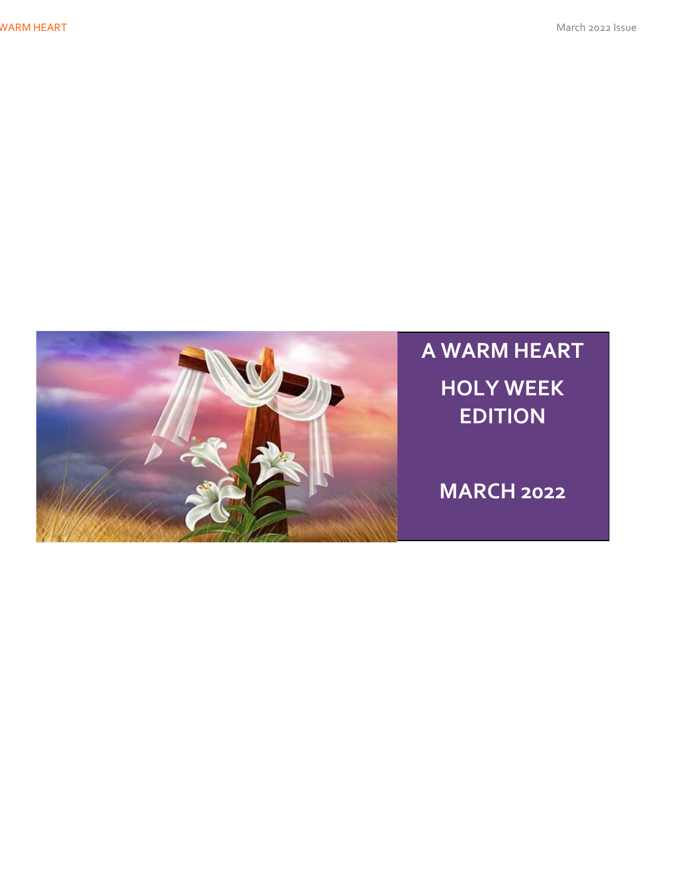# A WARM HEART

## HOLY WEEK EDITION

## MARCH 2022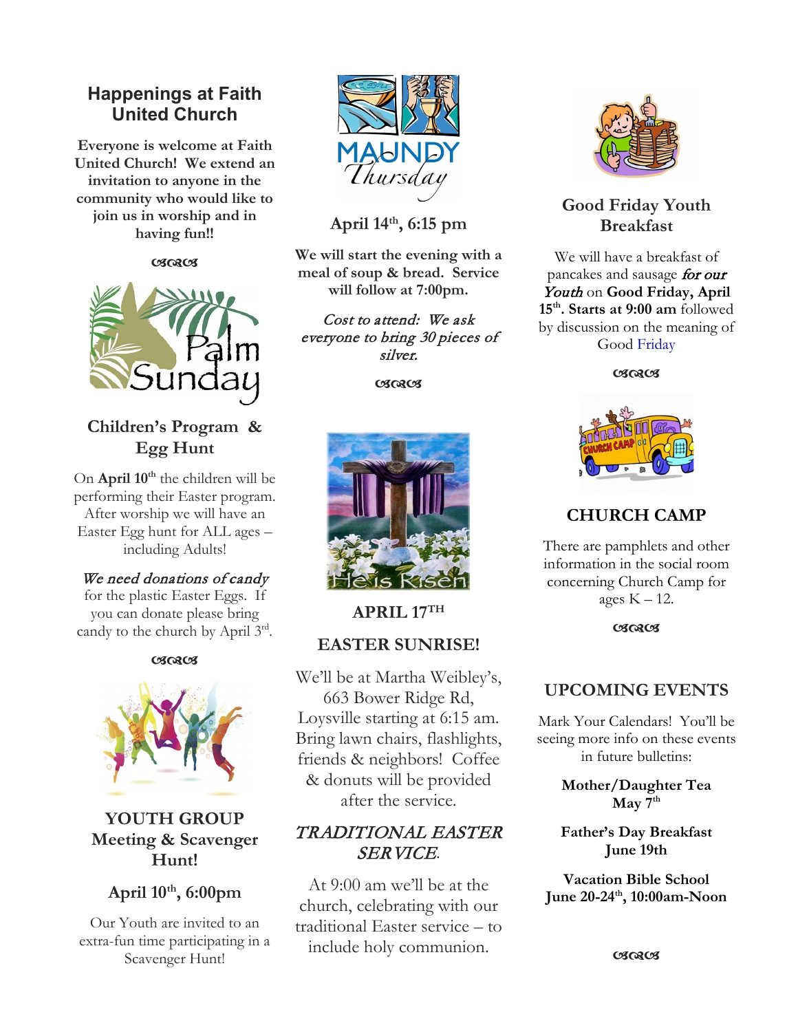## Happenings at Faith United Church

**Everyone is welcome at Faith United Church! We extend an invitation to anyone in the community who would like to join us in worship and in having fun!!**

Palm Sunday

### Children's Program & Egg Hunt

On **April 10th** the children will be performing their Easter program. After worship we will have an Easter Egg hunt for ALL ages – including Adults!

*We need donations of candy* for the plastic Easter Eggs. If you can donate please bring candy to the church by April 3rd.

### YOUTH GROUP Meeting & Scavenger Hunt!

### April 10th, 6:00pm

Our Youth are invited to an extra-fun time participating in a Scavenger Hunt!

MAUNDY Thursday

### April 14th, 6:15 pm

**We will start the evening with a meal of soup & bread. Service will follow at 7:00pm.**

*Cost to attend: We ask everyone to bring 30 pieces of silver.*

He is Risen

### APRIL 17TH

### EASTER SUNRISE!

We'll be at Martha Weibley's, 663 Bower Ridge Rd, Loysville starting at 6:15 am. Bring lawn chairs, flashlights, friends & neighbors! Coffee & donuts will be provided after the service.

### *TRADITIONAL EASTER SERVICE.*

At 9:00 am we'll be at the church, celebrating with our traditional Easter service – to include holy communion.

### Good Friday Youth Breakfast

We will have a breakfast of pancakes and sausage *for our Youth* on **Good Friday, April 15th. Starts at 9:00 am** followed by discussion on the meaning of Good Friday

### CHURCH CAMP

There are pamphlets and other information in the social room concerning Church Camp for ages K – 12.

### UPCOMING EVENTS

Mark Your Calendars! You'll be seeing more info on these events in future bulletins:

**Mother/Daughter Tea**
**May 7th**

**Father's Day Breakfast**
**June 19th**

**Vacation Bible School**
**June 20-24th, 10:00am-Noon**